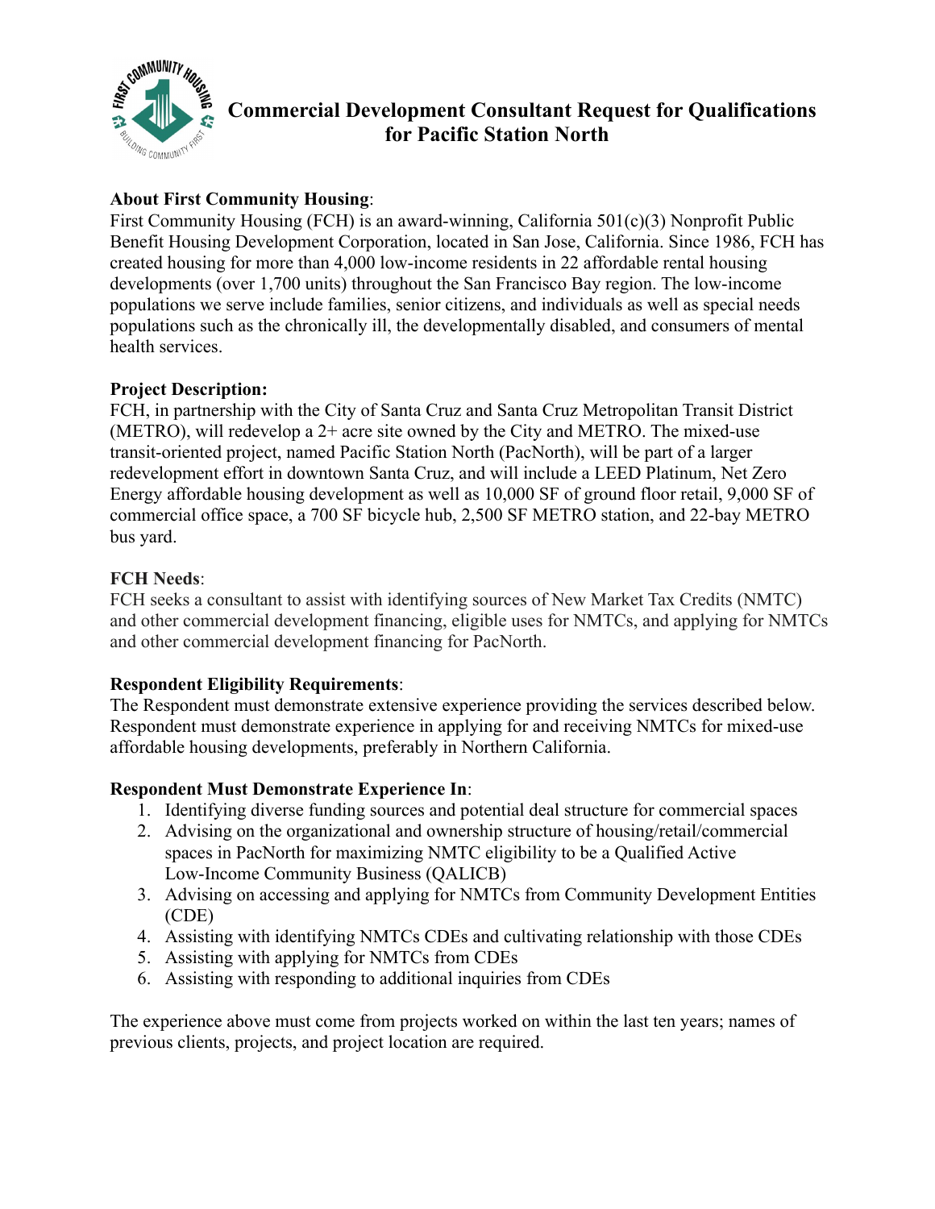# Commercial Development Consultant Request for Qualifications for Pacific Station North

**About First Community Housing**:
First Community Housing (FCH) is an award-winning, California 501(c)(3) Nonprofit Public Benefit Housing Development Corporation, located in San Jose, California. Since 1986, FCH has created housing for more than 4,000 low-income residents in 22 affordable rental housing developments (over 1,700 units) throughout the San Francisco Bay region. The low-income populations we serve include families, senior citizens, and individuals as well as special needs populations such as the chronically ill, the developmentally disabled, and consumers of mental health services.

**Project Description:**
FCH, in partnership with the City of Santa Cruz and Santa Cruz Metropolitan Transit District (METRO), will redevelop a 2+ acre site owned by the City and METRO. The mixed-use transit-oriented project, named Pacific Station North (PacNorth), will be part of a larger redevelopment effort in downtown Santa Cruz, and will include a LEED Platinum, Net Zero Energy affordable housing development as well as 10,000 SF of ground floor retail, 9,000 SF of commercial office space, a 700 SF bicycle hub, 2,500 SF METRO station, and 22-bay METRO bus yard.

**FCH Needs**:
FCH seeks a consultant to assist with identifying sources of New Market Tax Credits (NMTC) and other commercial development financing, eligible uses for NMTCs, and applying for NMTCs and other commercial development financing for PacNorth.

**Respondent Eligibility Requirements**:
The Respondent must demonstrate extensive experience providing the services described below. Respondent must demonstrate experience in applying for and receiving NMTCs for mixed-use affordable housing developments, preferably in Northern California.

**Respondent Must Demonstrate Experience In**:

1. Identifying diverse funding sources and potential deal structure for commercial spaces
2. Advising on the organizational and ownership structure of housing/retail/commercial spaces in PacNorth for maximizing NMTC eligibility to be a Qualified Active Low-Income Community Business (QALICB)
3. Advising on accessing and applying for NMTCs from Community Development Entities (CDE)
4. Assisting with identifying NMTCs CDEs and cultivating relationship with those CDEs
5. Assisting with applying for NMTCs from CDEs
6. Assisting with responding to additional inquiries from CDEs

The experience above must come from projects worked on within the last ten years; names of previous clients, projects, and project location are required.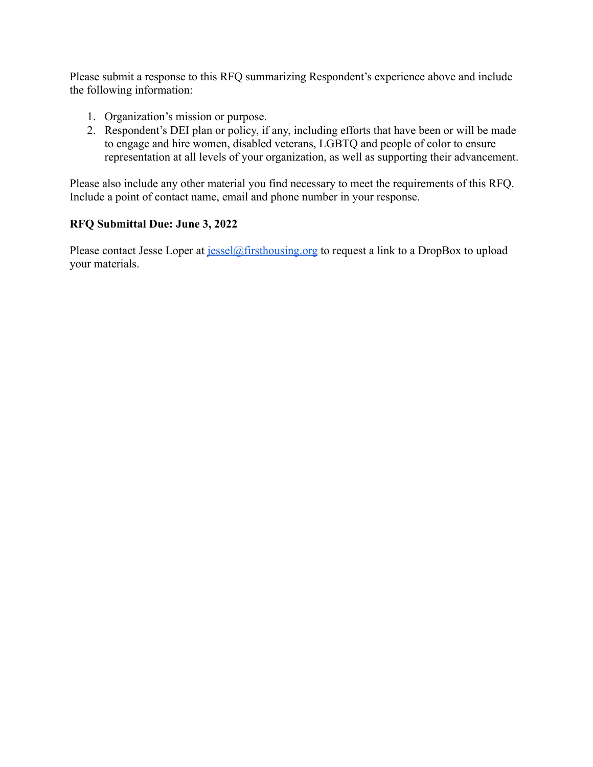Please submit a response to this RFQ summarizing Respondent's experience above and include the following information:

1. Organization's mission or purpose.
2. Respondent's DEI plan or policy, if any, including efforts that have been or will be made to engage and hire women, disabled veterans, LGBTQ and people of color to ensure representation at all levels of your organization, as well as supporting their advancement.

Please also include any other material you find necessary to meet the requirements of this RFQ. Include a point of contact name, email and phone number in your response.

**RFQ Submittal Due: June 3, 2022**

Please contact Jesse Loper at jessel@firsthousing.org to request a link to a DropBox to upload your materials.